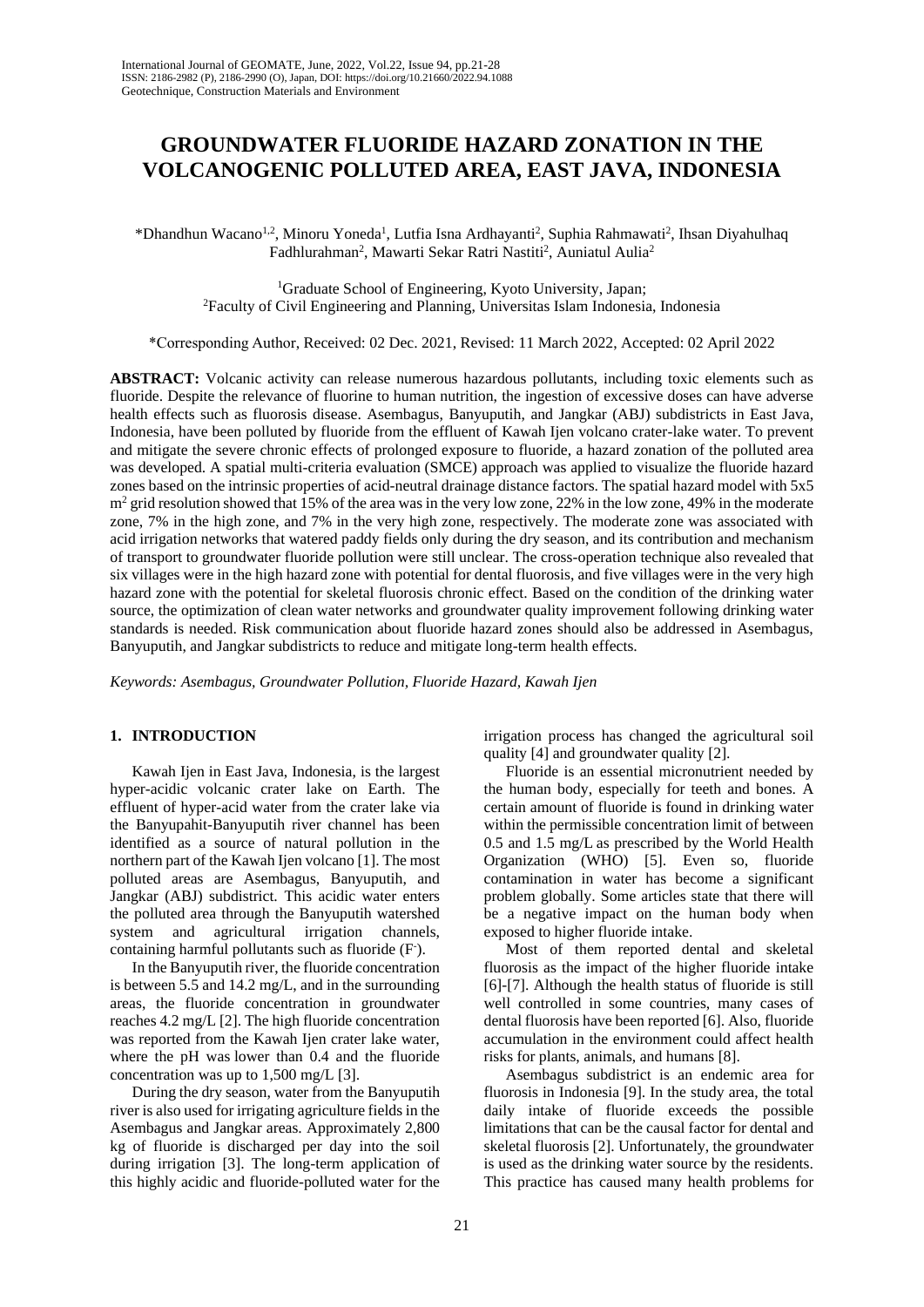# GROUNDWATER FLUORIDE HAZARD ZONATION IN THE VOLCANOGENIC POLLUTED AREA, EAST JAVA, INDONESIA

*Dhandhun Wacano[1,2], Minoru Yoneda[1], Lutfia Isna Ardhayanti[2], Suphia Rahmawati[2], Ihsan Diyahulhaq Fadhlurahman[2], Mawarti Sekar Ratri Nastiti[2], Auniatul Aulia[2]

[1]Graduate School of Engineering, Kyoto University, Japan;
[2]Faculty of Civil Engineering and Planning, Universitas Islam Indonesia, Indonesia

*Corresponding Author, Received: 02 Dec. 2021, Revised: 11 March 2022, Accepted: 02 April 2022

**ABSTRACT:** Volcanic activity can release numerous hazardous pollutants, including toxic elements such as fluoride. Despite the relevance of fluorine to human nutrition, the ingestion of excessive doses can have adverse health effects such as fluorosis disease. Asembagus, Banyuputih, and Jangkar (ABJ) subdistricts in East Java, Indonesia, have been polluted by fluoride from the effluent of Kawah Ijen volcano crater-lake water. To prevent and mitigate the severe chronic effects of prolonged exposure to fluoride, a hazard zonation of the polluted area was developed. A spatial multi-criteria evaluation (SMCE) approach was applied to visualize the fluoride hazard zones based on the intrinsic properties of acid-neutral drainage distance factors. The spatial hazard model with 5x5 $m^2$ grid resolution showed that 15% of the area was in the very low zone, 22% in the low zone, 49% in the moderate zone, 7% in the high zone, and 7% in the very high zone, respectively. The moderate zone was associated with acid irrigation networks that watered paddy fields only during the dry season, and its contribution and mechanism of transport to groundwater fluoride pollution were still unclear. The cross-operation technique also revealed that six villages were in the high hazard zone with potential for dental fluorosis, and five villages were in the very high hazard zone with the potential for skeletal fluorosis chronic effect. Based on the condition of the drinking water source, the optimization of clean water networks and groundwater quality improvement following drinking water standards is needed. Risk communication about fluoride hazard zones should also be addressed in Asembagus, Banyuputih, and Jangkar subdistricts to reduce and mitigate long-term health effects.

*Keywords: Asembagus, Groundwater Pollution, Fluoride Hazard, Kawah Ijen*

## 1. INTRODUCTION

Kawah Ijen in East Java, Indonesia, is the largest hyper-acidic volcanic crater lake on Earth. The effluent of hyper-acid water from the crater lake via the Banyupahit-Banyuputih river channel has been identified as a source of natural pollution in the northern part of the Kawah Ijen volcano [1]. The most polluted areas are Asembagus, Banyuputih, and Jangkar (ABJ) subdistrict. This acidic water enters the polluted area through the Banyuputih watershed system and agricultural irrigation channels, containing harmful pollutants such as fluoride ($F^-$).

In the Banyuputih river, the fluoride concentration is between 5.5 and 14.2 mg/L, and in the surrounding areas, the fluoride concentration in groundwater reaches 4.2 mg/L [2]. The high fluoride concentration was reported from the Kawah Ijen crater lake water, where the pH was lower than 0.4 and the fluoride concentration was up to 1,500 mg/L [3].

During the dry season, water from the Banyuputih river is also used for irrigating agriculture fields in the Asembagus and Jangkar areas. Approximately 2,800 kg of fluoride is discharged per day into the soil during irrigation [3]. The long-term application of this highly acidic and fluoride-polluted water for the irrigation process has changed the agricultural soil quality [4] and groundwater quality [2].

Fluoride is an essential micronutrient needed by the human body, especially for teeth and bones. A certain amount of fluoride is found in drinking water within the permissible concentration limit of between 0.5 and 1.5 mg/L as prescribed by the World Health Organization (WHO) [5]. Even so, fluoride contamination in water has become a significant problem globally. Some articles state that there will be a negative impact on the human body when exposed to higher fluoride intake.

Most of them reported dental and skeletal fluorosis as the impact of the higher fluoride intake [6]-[7]. Although the health status of fluoride is still well controlled in some countries, many cases of dental fluorosis have been reported [6]. Also, fluoride accumulation in the environment could affect health risks for plants, animals, and humans [8].

Asembagus subdistrict is an endemic area for fluorosis in Indonesia [9]. In the study area, the total daily intake of fluoride exceeds the possible limitations that can be the causal factor for dental and skeletal fluorosis [2]. Unfortunately, the groundwater is used as the drinking water source by the residents. This practice has caused many health problems for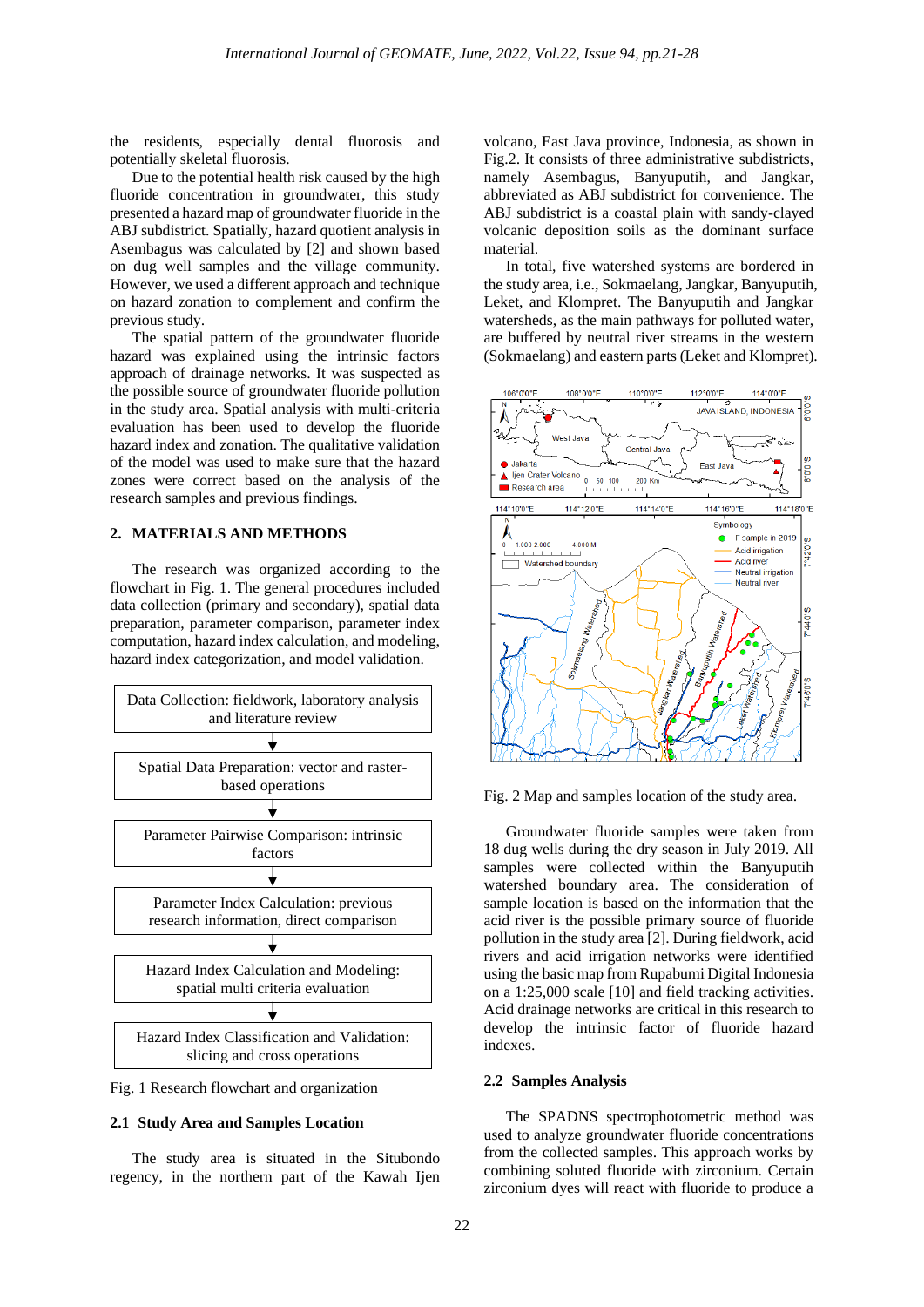the residents, especially dental fluorosis and potentially skeletal fluorosis.

Due to the potential health risk caused by the high fluoride concentration in groundwater, this study presented a hazard map of groundwater fluoride in the ABJ subdistrict. Spatially, hazard quotient analysis in Asembagus was calculated by [2] and shown based on dug well samples and the village community. However, we used a different approach and technique on hazard zonation to complement and confirm the previous study.

The spatial pattern of the groundwater fluoride hazard was explained using the intrinsic factors approach of drainage networks. It was suspected as the possible source of groundwater fluoride pollution in the study area. Spatial analysis with multi-criteria evaluation has been used to develop the fluoride hazard index and zonation. The qualitative validation of the model was used to make sure that the hazard zones were correct based on the analysis of the research samples and previous findings.

## 2. MATERIALS AND METHODS

The research was organized according to the flowchart in Fig. 1. The general procedures included data collection (primary and secondary), spatial data preparation, parameter comparison, parameter index computation, hazard index calculation, and modeling, hazard index categorization, and model validation.

Data Collection: fieldwork, laboratory analysis and literature review

↓

Spatial Data Preparation: vector and raster-based operations

↓

Parameter Pairwise Comparison: intrinsic factors

↓

Parameter Index Calculation: previous research information, direct comparison

↓

Hazard Index Calculation and Modeling: spatial multi criteria evaluation

↓

Hazard Index Classification and Validation: slicing and cross operations

Fig. 1 Research flowchart and organization

### 2.1 Study Area and Samples Location

The study area is situated in the Situbondo regency, in the northern part of the Kawah Ijen volcano, East Java province, Indonesia, as shown in Fig.2. It consists of three administrative subdistricts, namely Asembagus, Banyuputih, and Jangkar, abbreviated as ABJ subdistrict for convenience. The ABJ subdistrict is a coastal plain with sandy-clayed volcanic deposition soils as the dominant surface material.

In total, five watershed systems are bordered in the study area, i.e., Sokmaelang, Jangkar, Banyuputih, Leket, and Klompret. The Banyuputih and Jangkar watersheds, as the main pathways for polluted water, are buffered by neutral river streams in the western (Sokmaelang) and eastern parts (Leket and Klompret).

Fig. 2 Map and samples location of the study area.

Groundwater fluoride samples were taken from 18 dug wells during the dry season in July 2019. All samples were collected within the Banyuputih watershed boundary area. The consideration of sample location is based on the information that the acid river is the possible primary source of fluoride pollution in the study area [2]. During fieldwork, acid rivers and acid irrigation networks were identified using the basic map from Rupabumi Digital Indonesia on a 1:25,000 scale [10] and field tracking activities. Acid drainage networks are critical in this research to develop the intrinsic factor of fluoride hazard indexes.

### 2.2 Samples Analysis

The SPADNS spectrophotometric method was used to analyze groundwater fluoride concentrations from the collected samples. This approach works by combining soluted fluoride with zirconium. Certain zirconium dyes will react with fluoride to produce a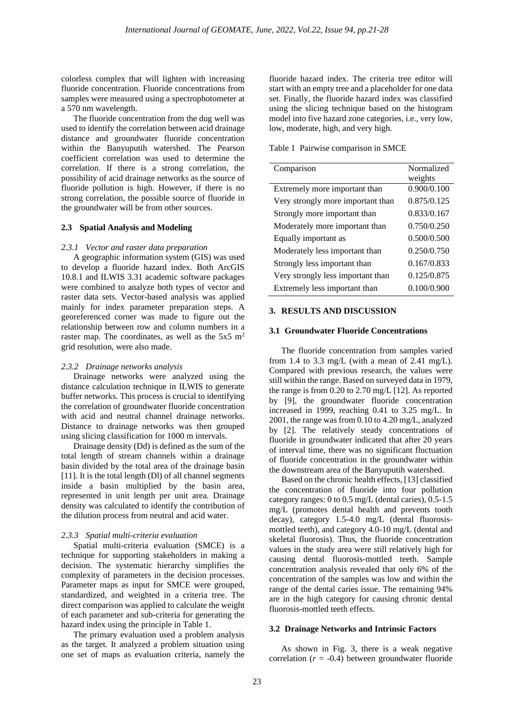colorless complex that will lighten with increasing fluoride concentration. Fluoride concentrations from samples were measured using a spectrophotometer at a 570 nm wavelength.

The fluoride concentration from the dug well was used to identify the correlation between acid drainage distance and groundwater fluoride concentration within the Banyuputih watershed. The Pearson coefficient correlation was used to determine the correlation. If there is a strong correlation, the possibility of acid drainage networks as the source of fluoride pollution is high. However, if there is no strong correlation, the possible source of fluoride in the groundwater will be from other sources.

### 2.3 Spatial Analysis and Modeling

#### *2.3.1 Vector and raster data preparation*

A geographic information system (GIS) was used to develop a fluoride hazard index. Both ArcGIS 10.8.1 and ILWIS 3.31 academic software packages were combined to analyze both types of vector and raster data sets. Vector-based analysis was applied mainly for index parameter preparation steps. A georeferenced corner was made to figure out the relationship between row and column numbers in a raster map. The coordinates, as well as the 5x5 $m^2$ grid resolution, were also made.

#### *2.3.2 Drainage networks analysis*

Drainage networks were analyzed using the distance calculation technique in ILWIS to generate buffer networks. This process is crucial to identifying the correlation of groundwater fluoride concentration with acid and neutral channel drainage networks. Distance to drainage networks was then grouped using slicing classification for 1000 m intervals.

Drainage density (Dd) is defined as the sum of the total length of stream channels within a drainage basin divided by the total area of the drainage basin [11]. It is the total length (Dl) of all channel segments inside a basin multiplied by the basin area, represented in unit length per unit area. Drainage density was calculated to identify the contribution of the dilution process from neutral and acid water.

#### *2.3.3 Spatial multi-criteria evaluation*

Spatial multi-criteria evaluation (SMCE) is a technique for supporting stakeholders in making a decision. The systematic hierarchy simplifies the complexity of parameters in the decision processes. Parameter maps as input for SMCE were grouped, standardized, and weighted in a criteria tree. The direct comparison was applied to calculate the weight of each parameter and sub-criteria for generating the hazard index using the principle in Table 1.

The primary evaluation used a problem analysis as the target. It analyzed a problem situation using one set of maps as evaluation criteria, namely the fluoride hazard index. The criteria tree editor will start with an empty tree and a placeholder for one data set. Finally, the fluoride hazard index was classified using the slicing technique based on the histogram model into five hazard zone categories, i.e., very low, low, moderate, high, and very high.

Table 1 Pairwise comparison in SMCE

| Comparison | Normalized weights |
|---|---|
| Extremely more important than | 0.900/0.100 |
| Very strongly more important than | 0.875/0.125 |
| Strongly more important than | 0.833/0.167 |
| Moderately more important than | 0.750/0.250 |
| Equally important as | 0.500/0.500 |
| Moderately less important than | 0.250/0.750 |
| Strongly less important than | 0.167/0.833 |
| Very strongly less important than | 0.125/0.875 |
| Extremely less important than | 0.100/0.900 |

## 3. RESULTS AND DISCUSSION

### 3.1 Groundwater Fluoride Concentrations

The fluoride concentration from samples varied from 1.4 to 3.3 mg/L (with a mean of 2.41 mg/L). Compared with previous research, the values were still within the range. Based on surveyed data in 1979, the range is from 0.20 to 2.70 mg/L [12]. As reported by [9], the groundwater fluoride concentration increased in 1999, reaching 0.41 to 3.25 mg/L. In 2001, the range was from 0.10 to 4.20 mg/L, analyzed by [2]. The relatively steady concentrations of fluoride in groundwater indicated that after 20 years of interval time, there was no significant fluctuation of fluoride concentration in the groundwater within the downstream area of the Banyuputih watershed.

Based on the chronic health effects, [13] classified the concentration of fluoride into four pollution category ranges: 0 to 0.5 mg/L (dental caries), 0.5-1.5 mg/L (promotes dental health and prevents tooth decay), category 1.5-4.0 mg/L (dental fluorosis-mottled teeth), and category 4.0-10 mg/L (dental and skeletal fluorosis). Thus, the fluoride concentration values in the study area were still relatively high for causing dental fluorosis-mottled teeth. Sample concentration analysis revealed that only 6% of the concentration of the samples was low and within the range of the dental caries issue. The remaining 94% are in the high category for causing chronic dental fluorosis-mottled teeth effects.

### 3.2 Drainage Networks and Intrinsic Factors

As shown in Fig. 3, there is a weak negative correlation ($r$ = -0.4) between groundwater fluoride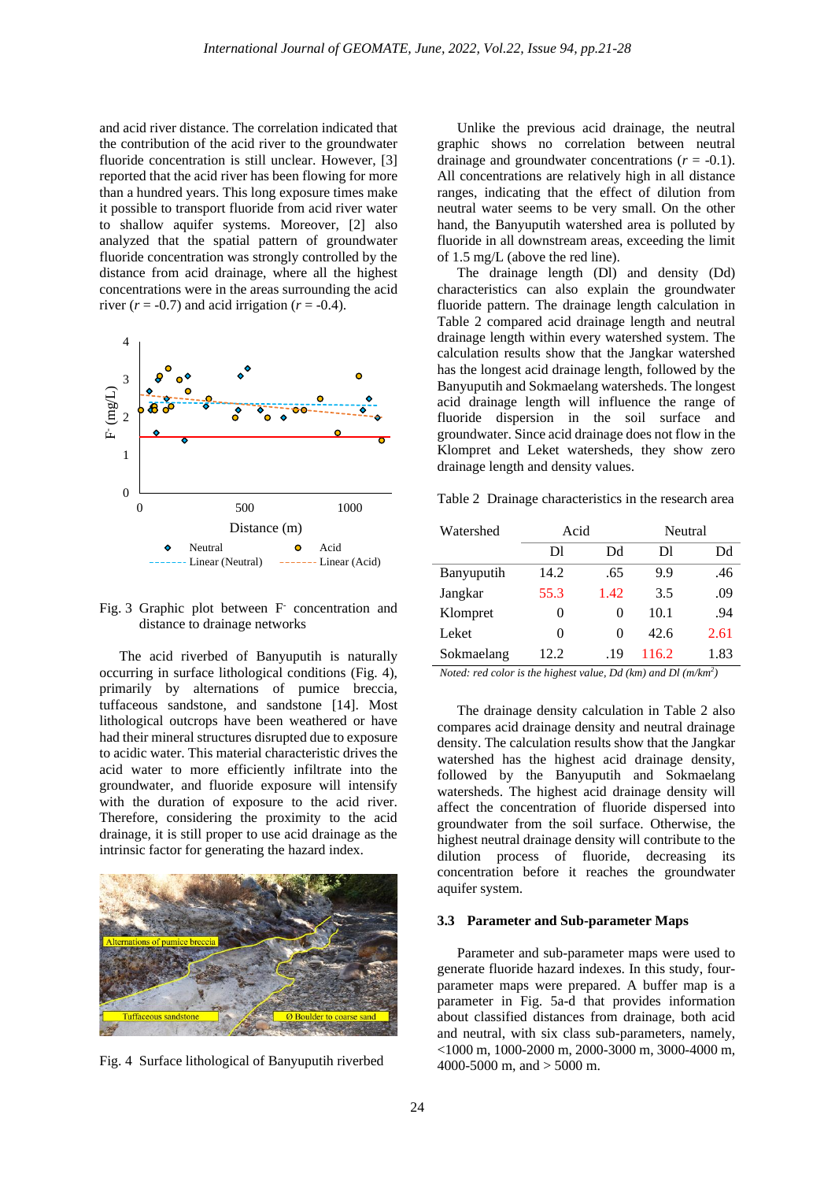and acid river distance. The correlation indicated that the contribution of the acid river to the groundwater fluoride concentration is still unclear. However, [3] reported that the acid river has been flowing for more than a hundred years. This long exposure times make it possible to transport fluoride from acid river water to shallow aquifer systems. Moreover, [2] also analyzed that the spatial pattern of groundwater fluoride concentration was strongly controlled by the distance from acid drainage, where all the highest concentrations were in the areas surrounding the acid river ($r$ = -0.7) and acid irrigation ($r$ = -0.4).

Fig. 3 Graphic plot between $F^-$ concentration and distance to drainage networks

The acid riverbed of Banyuputih is naturally occurring in surface lithological conditions (Fig. 4), primarily by alternations of pumice breccia, tuffaceous sandstone, and sandstone [14]. Most lithological outcrops have been weathered or have had their mineral structures disrupted due to exposure to acidic water. This material characteristic drives the acid water to more efficiently infiltrate into the groundwater, and fluoride exposure will intensify with the duration of exposure to the acid river. Therefore, considering the proximity to the acid drainage, it is still proper to use acid drainage as the intrinsic factor for generating the hazard index.

Fig. 4 Surface lithological of Banyuputih riverbed

Unlike the previous acid drainage, the neutral graphic shows no correlation between neutral drainage and groundwater concentrations ($r$ = -0.1). All concentrations are relatively high in all distance ranges, indicating that the effect of dilution from neutral water seems to be very small. On the other hand, the Banyuputih watershed area is polluted by fluoride in all downstream areas, exceeding the limit of 1.5 mg/L (above the red line).

The drainage length (Dl) and density (Dd) characteristics can also explain the groundwater fluoride pattern. The drainage length calculation in Table 2 compared acid drainage length and neutral drainage length within every watershed system. The calculation results show that the Jangkar watershed has the longest acid drainage length, followed by the Banyuputih and Sokmaelang watersheds. The longest acid drainage length will influence the range of fluoride dispersion in the soil surface and groundwater. Since acid drainage does not flow in the Klompret and Leket watersheds, they show zero drainage length and density values.

Table 2 Drainage characteristics in the research area

| Watershed | Acid | | Neutral | |
|---|---|---|---|---|
| | Dl | Dd | Dl | Dd |
| Banyuputih | 14.2 | .65 | 9.9 | .46 |
| Jangkar | 55.3 | 1.42 | 3.5 | .09 |
| Klompret | 0 | 0 | 10.1 | .94 |
| Leket | 0 | 0 | 42.6 | 2.61 |
| Sokmaelang | 12.2 | .19 | 116.2 | 1.83 |

*Noted: red color is the highest value, Dd (km) and Dl (m/km$^2$)*

The drainage density calculation in Table 2 also compares acid drainage density and neutral drainage density. The calculation results show that the Jangkar watershed has the highest acid drainage density, followed by the Banyuputih and Sokmaelang watersheds. The highest acid drainage density will affect the concentration of fluoride dispersed into groundwater from the soil surface. Otherwise, the highest neutral drainage density will contribute to the dilution process of fluoride, decreasing its concentration before it reaches the groundwater aquifer system.

### 3.3 Parameter and Sub-parameter Maps

Parameter and sub-parameter maps were used to generate fluoride hazard indexes. In this study, four-parameter maps were prepared. A buffer map is a parameter in Fig. 5a-d that provides information about classified distances from drainage, both acid and neutral, with six class sub-parameters, namely, <1000 m, 1000-2000 m, 2000-3000 m, 3000-4000 m, 4000-5000 m, and > 5000 m.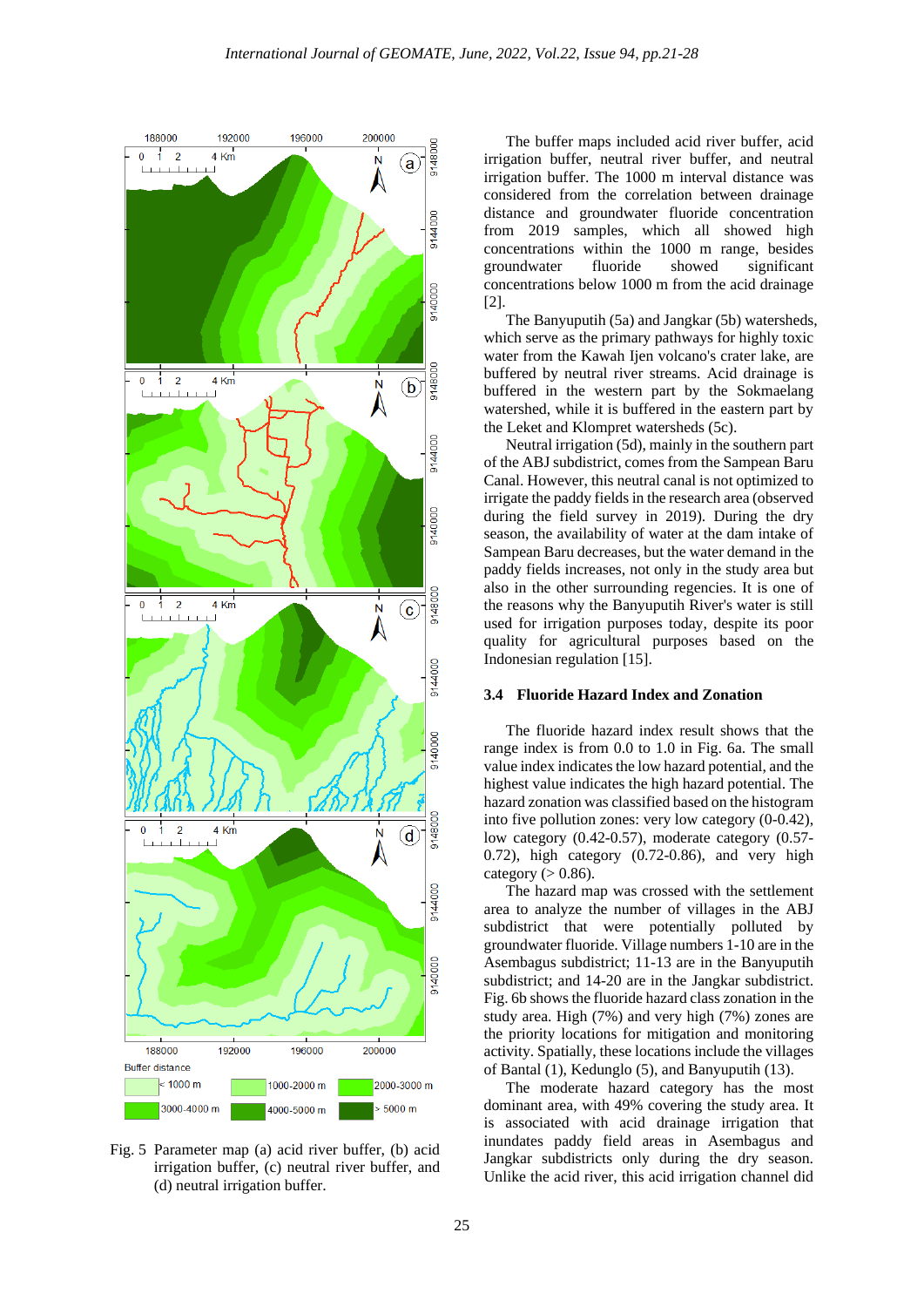Fig. 5 Parameter map (a) acid river buffer, (b) acid irrigation buffer, (c) neutral river buffer, and (d) neutral irrigation buffer.

The buffer maps included acid river buffer, acid irrigation buffer, neutral river buffer, and neutral irrigation buffer. The 1000 m interval distance was considered from the correlation between drainage distance and groundwater fluoride concentration from 2019 samples, which all showed high concentrations within the 1000 m range, besides groundwater fluoride showed significant concentrations below 1000 m from the acid drainage [2].

The Banyuputih (5a) and Jangkar (5b) watersheds, which serve as the primary pathways for highly toxic water from the Kawah Ijen volcano's crater lake, are buffered by neutral river streams. Acid drainage is buffered in the western part by the Sokmaelang watershed, while it is buffered in the eastern part by the Leket and Klompret watersheds (5c).

Neutral irrigation (5d), mainly in the southern part of the ABJ subdistrict, comes from the Sampean Baru Canal. However, this neutral canal is not optimized to irrigate the paddy fields in the research area (observed during the field survey in 2019). During the dry season, the availability of water at the dam intake of Sampean Baru decreases, but the water demand in the paddy fields increases, not only in the study area but also in the other surrounding regencies. It is one of the reasons why the Banyuputih River's water is still used for irrigation purposes today, despite its poor quality for agricultural purposes based on the Indonesian regulation [15].

### 3.4 Fluoride Hazard Index and Zonation

The fluoride hazard index result shows that the range index is from 0.0 to 1.0 in Fig. 6a. The small value index indicates the low hazard potential, and the highest value indicates the high hazard potential. The hazard zonation was classified based on the histogram into five pollution zones: very low category (0-0.42), low category (0.42-0.57), moderate category (0.57-0.72), high category (0.72-0.86), and very high category (> 0.86).

The hazard map was crossed with the settlement area to analyze the number of villages in the ABJ subdistrict that were potentially polluted by groundwater fluoride. Village numbers 1-10 are in the Asembagus subdistrict; 11-13 are in the Banyuputih subdistrict; and 14-20 are in the Jangkar subdistrict. Fig. 6b shows the fluoride hazard class zonation in the study area. High (7%) and very high (7%) zones are the priority locations for mitigation and monitoring activity. Spatially, these locations include the villages of Bantal (1), Kedunglo (5), and Banyuputih (13).

The moderate hazard category has the most dominant area, with 49% covering the study area. It is associated with acid drainage irrigation that inundates paddy field areas in Asembagus and Jangkar subdistricts only during the dry season. Unlike the acid river, this acid irrigation channel did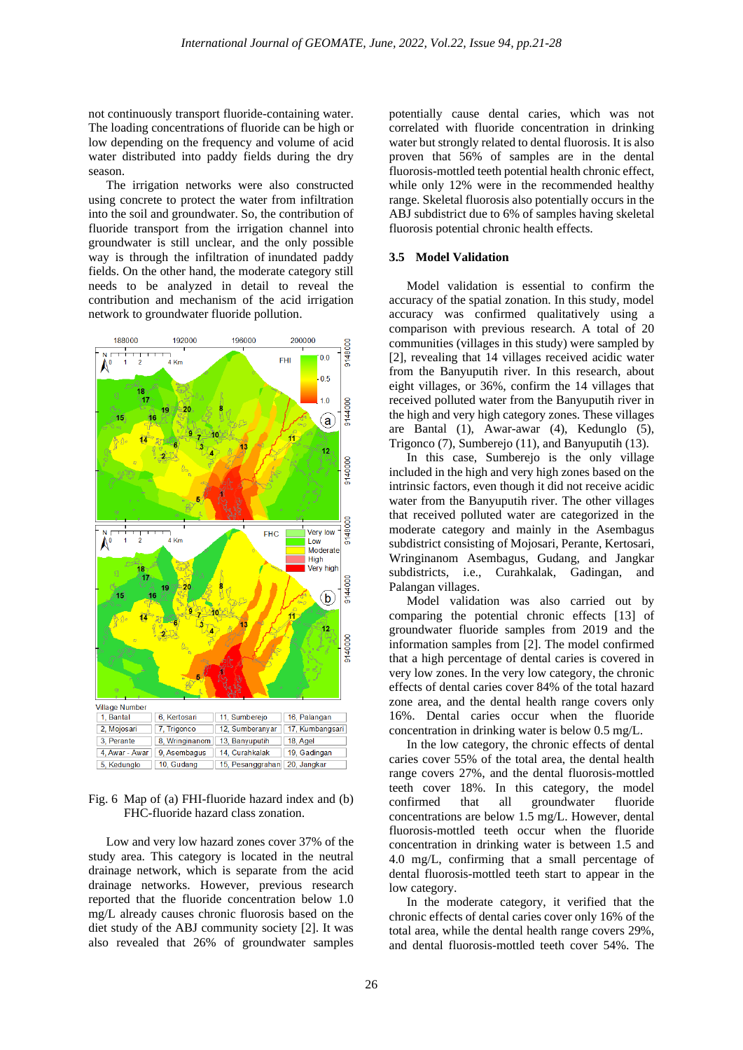not continuously transport fluoride-containing water. The loading concentrations of fluoride can be high or low depending on the frequency and volume of acid water distributed into paddy fields during the dry season.

The irrigation networks were also constructed using concrete to protect the water from infiltration into the soil and groundwater. So, the contribution of fluoride transport from the irrigation channel into groundwater is still unclear, and the only possible way is through the infiltration of inundated paddy fields. On the other hand, the moderate category still needs to be analyzed in detail to reveal the contribution and mechanism of the acid irrigation network to groundwater fluoride pollution.

| Village Number | | | |
|---|---|---|---|
| 1, Bantal | 6, Kertosari | 11, Sumberejo | 16, Palangan |
| 2, Mojosari | 7, Trigonco | 12, Sumberanyar | 17, Kumbangsari |
| 3, Perante | 8, Wringinanom | 13, Banyuputih | 18, Agel |
| 4, Awar - Awar | 9, Asembagus | 14, Curahkalak | 19, Gadingan |
| 5, Kedunglo | 10, Gudang | 15, Pesanggrahan | 20, Jangkar |

Fig. 6 Map of (a) FHI-fluoride hazard index and (b) FHC-fluoride hazard class zonation.

Low and very low hazard zones cover 37% of the study area. This category is located in the neutral drainage network, which is separate from the acid drainage networks. However, previous research reported that the fluoride concentration below 1.0 mg/L already causes chronic fluorosis based on the diet study of the ABJ community society [2]. It was also revealed that 26% of groundwater samples potentially cause dental caries, which was not correlated with fluoride concentration in drinking water but strongly related to dental fluorosis. It is also proven that 56% of samples are in the dental fluorosis-mottled teeth potential health chronic effect, while only 12% were in the recommended healthy range. Skeletal fluorosis also potentially occurs in the ABJ subdistrict due to 6% of samples having skeletal fluorosis potential chronic health effects.

### 3.5 Model Validation

Model validation is essential to confirm the accuracy of the spatial zonation. In this study, model accuracy was confirmed qualitatively using a comparison with previous research. A total of 20 communities (villages in this study) were sampled by [2], revealing that 14 villages received acidic water from the Banyuputih river. In this research, about eight villages, or 36%, confirm the 14 villages that received polluted water from the Banyuputih river in the high and very high category zones. These villages are Bantal (1), Awar-awar (4), Kedunglo (5), Trigonco (7), Sumberejo (11), and Banyuputih (13).

In this case, Sumberejo is the only village included in the high and very high zones based on the intrinsic factors, even though it did not receive acidic water from the Banyuputih river. The other villages that received polluted water are categorized in the moderate category and mainly in the Asembagus subdistrict consisting of Mojosari, Perante, Kertosari, Wringinanom Asembagus, Gudang, and Jangkar subdistricts, i.e., Curahkalak, Gadingan, and Palangan villages.

Model validation was also carried out by comparing the potential chronic effects [13] of groundwater fluoride samples from 2019 and the information samples from [2]. The model confirmed that a high percentage of dental caries is covered in very low zones. In the very low category, the chronic effects of dental caries cover 84% of the total hazard zone area, and the dental health range covers only 16%. Dental caries occur when the fluoride concentration in drinking water is below 0.5 mg/L.

In the low category, the chronic effects of dental caries cover 55% of the total area, the dental health range covers 27%, and the dental fluorosis-mottled teeth cover 18%. In this category, the model confirmed that all groundwater fluoride concentrations are below 1.5 mg/L. However, dental fluorosis-mottled teeth occur when the fluoride concentration in drinking water is between 1.5 and 4.0 mg/L, confirming that a small percentage of dental fluorosis-mottled teeth start to appear in the low category.

In the moderate category, it verified that the chronic effects of dental caries cover only 16% of the total area, while the dental health range covers 29%, and dental fluorosis-mottled teeth cover 54%. The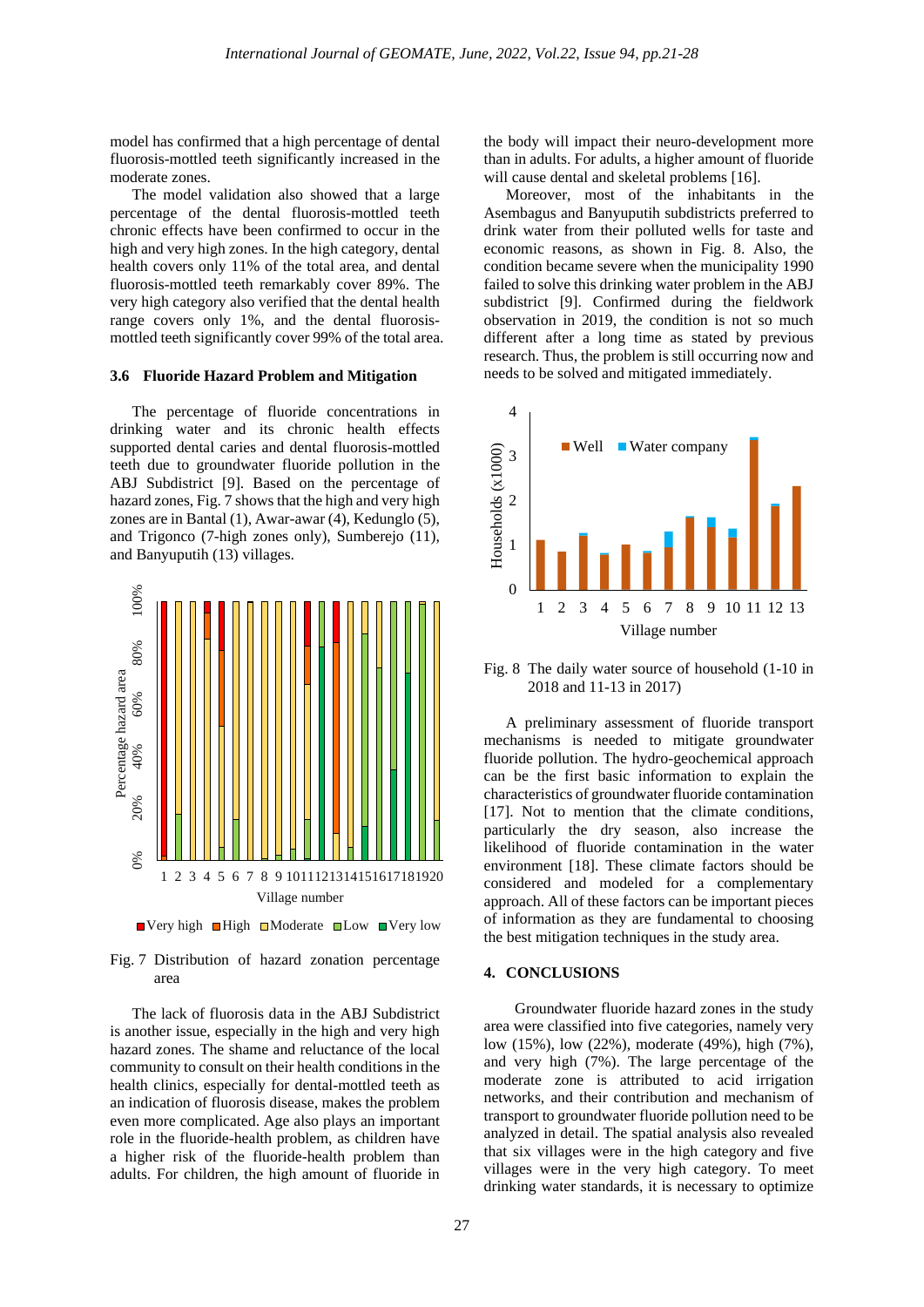model has confirmed that a high percentage of dental fluorosis-mottled teeth significantly increased in the moderate zones.

The model validation also showed that a large percentage of the dental fluorosis-mottled teeth chronic effects have been confirmed to occur in the high and very high zones. In the high category, dental health covers only 11% of the total area, and dental fluorosis-mottled teeth remarkably cover 89%. The very high category also verified that the dental health range covers only 1%, and the dental fluorosis-mottled teeth significantly cover 99% of the total area.

### 3.6 Fluoride Hazard Problem and Mitigation

The percentage of fluoride concentrations in drinking water and its chronic health effects supported dental caries and dental fluorosis-mottled teeth due to groundwater fluoride pollution in the ABJ Subdistrict [9]. Based on the percentage of hazard zones, Fig. 7 shows that the high and very high zones are in Bantal (1), Awar-awar (4), Kedunglo (5), and Trigonco (7-high zones only), Sumberejo (11), and Banyuputih (13) villages.

Fig. 7 Distribution of hazard zonation percentage area

The lack of fluorosis data in the ABJ Subdistrict is another issue, especially in the high and very high hazard zones. The shame and reluctance of the local community to consult on their health conditions in the health clinics, especially for dental-mottled teeth as an indication of fluorosis disease, makes the problem even more complicated. Age also plays an important role in the fluoride-health problem, as children have a higher risk of the fluoride-health problem than adults. For children, the high amount of fluoride in the body will impact their neuro-development more than in adults. For adults, a higher amount of fluoride will cause dental and skeletal problems [16].

Moreover, most of the inhabitants in the Asembagus and Banyuputih subdistricts preferred to drink water from their polluted wells for taste and economic reasons, as shown in Fig. 8. Also, the condition became severe when the municipality 1990 failed to solve this drinking water problem in the ABJ subdistrict [9]. Confirmed during the fieldwork observation in 2019, the condition is not so much different after a long time as stated by previous research. Thus, the problem is still occurring now and needs to be solved and mitigated immediately.

Fig. 8 The daily water source of household (1-10 in 2018 and 11-13 in 2017)

A preliminary assessment of fluoride transport mechanisms is needed to mitigate groundwater fluoride pollution. The hydro-geochemical approach can be the first basic information to explain the characteristics of groundwater fluoride contamination [17]. Not to mention that the climate conditions, particularly the dry season, also increase the likelihood of fluoride contamination in the water environment [18]. These climate factors should be considered and modeled for a complementary approach. All of these factors can be important pieces of information as they are fundamental to choosing the best mitigation techniques in the study area.

## 4. CONCLUSIONS

Groundwater fluoride hazard zones in the study area were classified into five categories, namely very low (15%), low (22%), moderate (49%), high (7%), and very high (7%). The large percentage of the moderate zone is attributed to acid irrigation networks, and their contribution and mechanism of transport to groundwater fluoride pollution need to be analyzed in detail. The spatial analysis also revealed that six villages were in the high category and five villages were in the very high category. To meet drinking water standards, it is necessary to optimize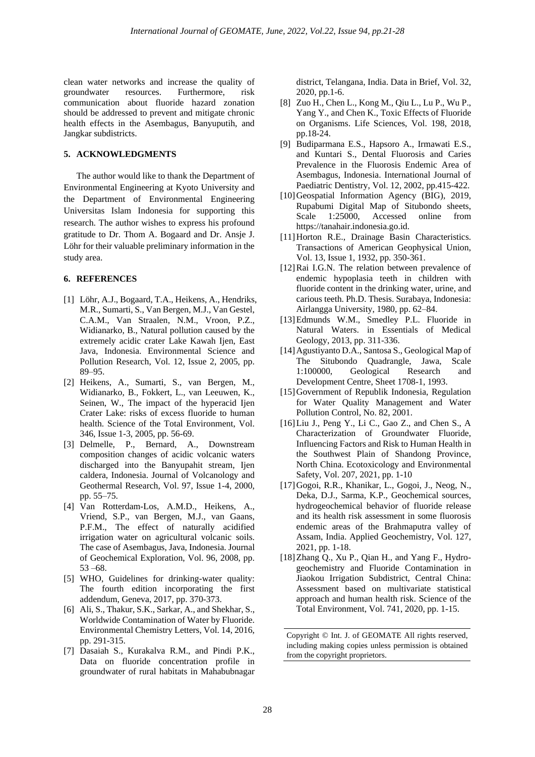clean water networks and increase the quality of groundwater resources. Furthermore, risk communication about fluoride hazard zonation should be addressed to prevent and mitigate chronic health effects in the Asembagus, Banyuputih, and Jangkar subdistricts.

## 5. ACKNOWLEDGMENTS

The author would like to thank the Department of Environmental Engineering at Kyoto University and the Department of Environmental Engineering Universitas Islam Indonesia for supporting this research. The author wishes to express his profound gratitude to Dr. Thom A. Bogaard and Dr. Ansje J. Löhr for their valuable preliminary information in the study area.

## 6. REFERENCES

[1] Löhr, A.J., Bogaard, T.A., Heikens, A., Hendriks, M.R., Sumarti, S., Van Bergen, M.J., Van Gestel, C.A.M., Van Straalen, N.M., Vroon, P.Z., Widianarko, B., Natural pollution caused by the extremely acidic crater Lake Kawah Ijen, East Java, Indonesia. Environmental Science and Pollution Research, Vol. 12, Issue 2, 2005, pp. 89–95.

[2] Heikens, A., Sumarti, S., van Bergen, M., Widianarko, B., Fokkert, L., van Leeuwen, K., Seinen, W., The impact of the hyperacid Ijen Crater Lake: risks of excess fluoride to human health. Science of the Total Environment, Vol. 346, Issue 1-3, 2005, pp. 56-69.

[3] Delmelle, P., Bernard, A., Downstream composition changes of acidic volcanic waters discharged into the Banyupahit stream, Ijen caldera, Indonesia. Journal of Volcanology and Geothermal Research, Vol. 97, Issue 1-4, 2000, pp. 55–75.

[4] Van Rotterdam-Los, A.M.D., Heikens, A., Vriend, S.P., van Bergen, M.J., van Gaans, P.F.M., The effect of naturally acidified irrigation water on agricultural volcanic soils. The case of Asembagus, Java, Indonesia. Journal of Geochemical Exploration, Vol. 96, 2008, pp. 53 –68.

[5] WHO, Guidelines for drinking-water quality: The fourth edition incorporating the first addendum, Geneva, 2017, pp. 370-373.

[6] Ali, S., Thakur, S.K., Sarkar, A., and Shekhar, S., Worldwide Contamination of Water by Fluoride. Environmental Chemistry Letters, Vol. 14, 2016, pp. 291-315.

[7] Dasaiah S., Kurakalva R.M., and Pindi P.K., Data on fluoride concentration profile in groundwater of rural habitats in Mahabubnagar district, Telangana, India. Data in Brief, Vol. 32, 2020, pp.1-6.

[8] Zuo H., Chen L., Kong M., Qiu L., Lu P., Wu P., Yang Y., and Chen K., Toxic Effects of Fluoride on Organisms. Life Sciences, Vol. 198, 2018, pp.18-24.

[9] Budiparmana E.S., Hapsoro A., Irmawati E.S., and Kuntari S., Dental Fluorosis and Caries Prevalence in the Fluorosis Endemic Area of Asembagus, Indonesia. International Journal of Paediatric Dentistry, Vol. 12, 2002, pp.415-422.

[10] Geospatial Information Agency (BIG), 2019, Rupabumi Digital Map of Situbondo sheets, Scale 1:25000, Accessed online from https://tanahair.indonesia.go.id.

[11] Horton R.E., Drainage Basin Characteristics. Transactions of American Geophysical Union, Vol. 13, Issue 1, 1932, pp. 350-361.

[12] Rai I.G.N. The relation between prevalence of endemic hypoplasia teeth in children with fluoride content in the drinking water, urine, and carious teeth. Ph.D. Thesis. Surabaya, Indonesia: Airlangga University, 1980, pp. 62–84.

[13] Edmunds W.M., Smedley P.L. Fluoride in Natural Waters. in Essentials of Medical Geology, 2013, pp. 311-336.

[14] Agustiyanto D.A., Santosa S., Geological Map of The Situbondo Quadrangle, Jawa, Scale 1:100000, Geological Research and Development Centre, Sheet 1708-1, 1993.

[15] Government of Republik Indonesia, Regulation for Water Quality Management and Water Pollution Control, No. 82, 2001.

[16] Liu J., Peng Y., Li C., Gao Z., and Chen S., A Characterization of Groundwater Fluoride, Influencing Factors and Risk to Human Health in the Southwest Plain of Shandong Province, North China. Ecotoxicology and Environmental Safety, Vol. 207, 2021, pp. 1-10

[17] Gogoi, R.R., Khanikar, L., Gogoi, J., Neog, N., Deka, D.J., Sarma, K.P., Geochemical sources, hydrogeochemical behavior of fluoride release and its health risk assessment in some fluorosis endemic areas of the Brahmaputra valley of Assam, India. Applied Geochemistry, Vol. 127, 2021, pp. 1-18.

[18] Zhang Q., Xu P., Qian H., and Yang F., Hydro-geochemistry and Fluoride Contamination in Jiaokou Irrigation Subdistrict, Central China: Assessment based on multivariate statistical approach and human health risk. Science of the Total Environment, Vol. 741, 2020, pp. 1-15.

Copyright © Int. J. of GEOMATE All rights reserved, including making copies unless permission is obtained from the copyright proprietors.